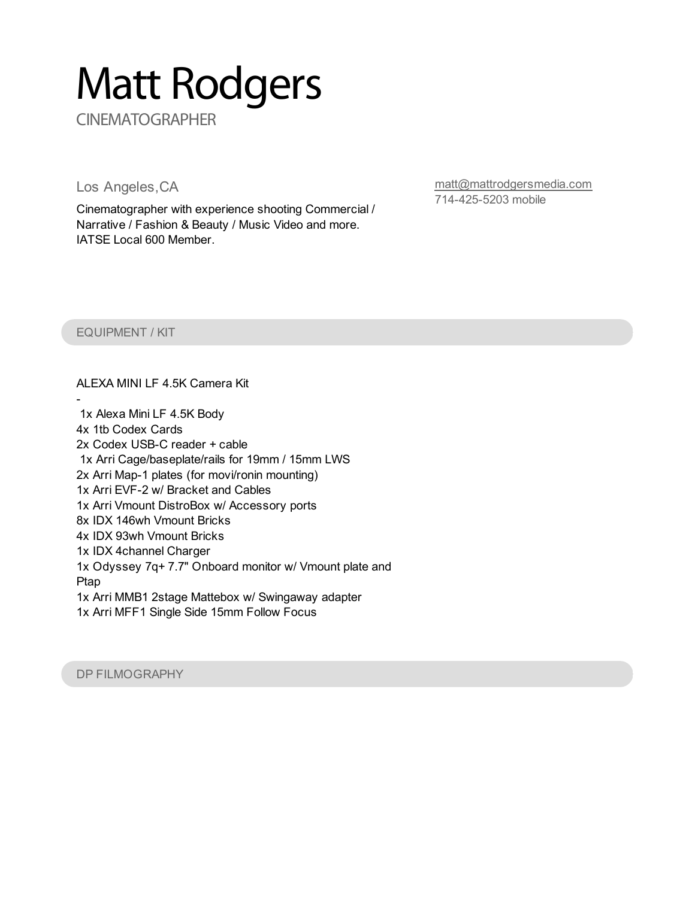# Matt Rodgers

CINEMATOGRAPHER

Los Angeles,CA

Cinematographer with experience shooting Commercial / Narrative / Fashion & Beauty / Music Video and more.
IATSE Local 600 Member.

matt@mattrodgersmedia.com
714-425-5203 mobile

## EQUIPMENT / KIT

ALEXA MINI LF 4.5K Camera Kit
-
1x Alexa Mini LF 4.5K Body
4x 1tb Codex Cards
2x Codex USB-C reader + cable
1x Arri Cage/baseplate/rails for 19mm / 15mm LWS
2x Arri Map-1 plates (for movi/ronin mounting)
1x Arri EVF-2 w/ Bracket and Cables
1x Arri Vmount DistroBox w/ Accessory ports
8x IDX 146wh Vmount Bricks
4x IDX 93wh Vmount Bricks
1x IDX 4channel Charger
1x Odyssey 7q+ 7.7" Onboard monitor w/ Vmount plate and Ptap
1x Arri MMB1 2stage Mattebox w/ Swingaway adapter
1x Arri MFF1 Single Side 15mm Follow Focus

## DP FILMOGRAPHY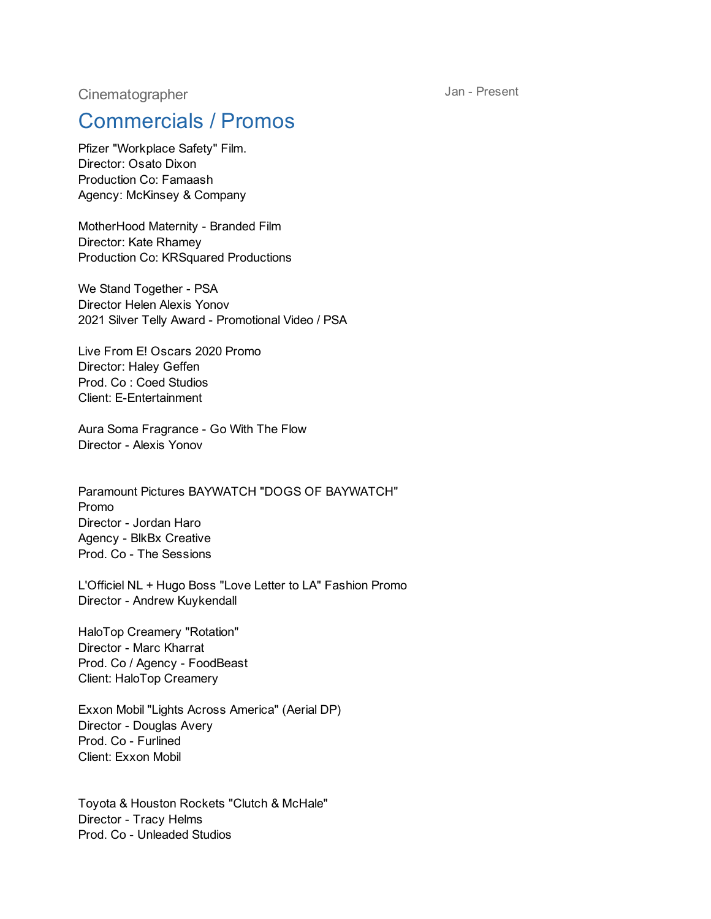Cinematographer

Jan - Present

## Commercials / Promos

Pfizer "Workplace Safety" Film.
Director: Osato Dixon
Production Co: Famaash
Agency: McKinsey & Company

MotherHood Maternity - Branded Film
Director: Kate Rhamey
Production Co: KRSquared Productions

We Stand Together - PSA
Director Helen Alexis Yonov
2021 Silver Telly Award - Promotional Video / PSA

Live From E! Oscars 2020 Promo
Director: Haley Geffen
Prod. Co : Coed Studios
Client: E-Entertainment

Aura Soma Fragrance - Go With The Flow
Director - Alexis Yonov

Paramount Pictures BAYWATCH "DOGS OF BAYWATCH" Promo
Director - Jordan Haro
Agency - BlkBx Creative
Prod. Co - The Sessions

L'Officiel NL + Hugo Boss "Love Letter to LA" Fashion Promo
Director - Andrew Kuykendall

HaloTop Creamery "Rotation"
Director - Marc Kharrat
Prod. Co / Agency - FoodBeast
Client: HaloTop Creamery

Exxon Mobil "Lights Across America" (Aerial DP)
Director - Douglas Avery
Prod. Co - Furlined
Client: Exxon Mobil

Toyota & Houston Rockets "Clutch & McHale"
Director - Tracy Helms
Prod. Co - Unleaded Studios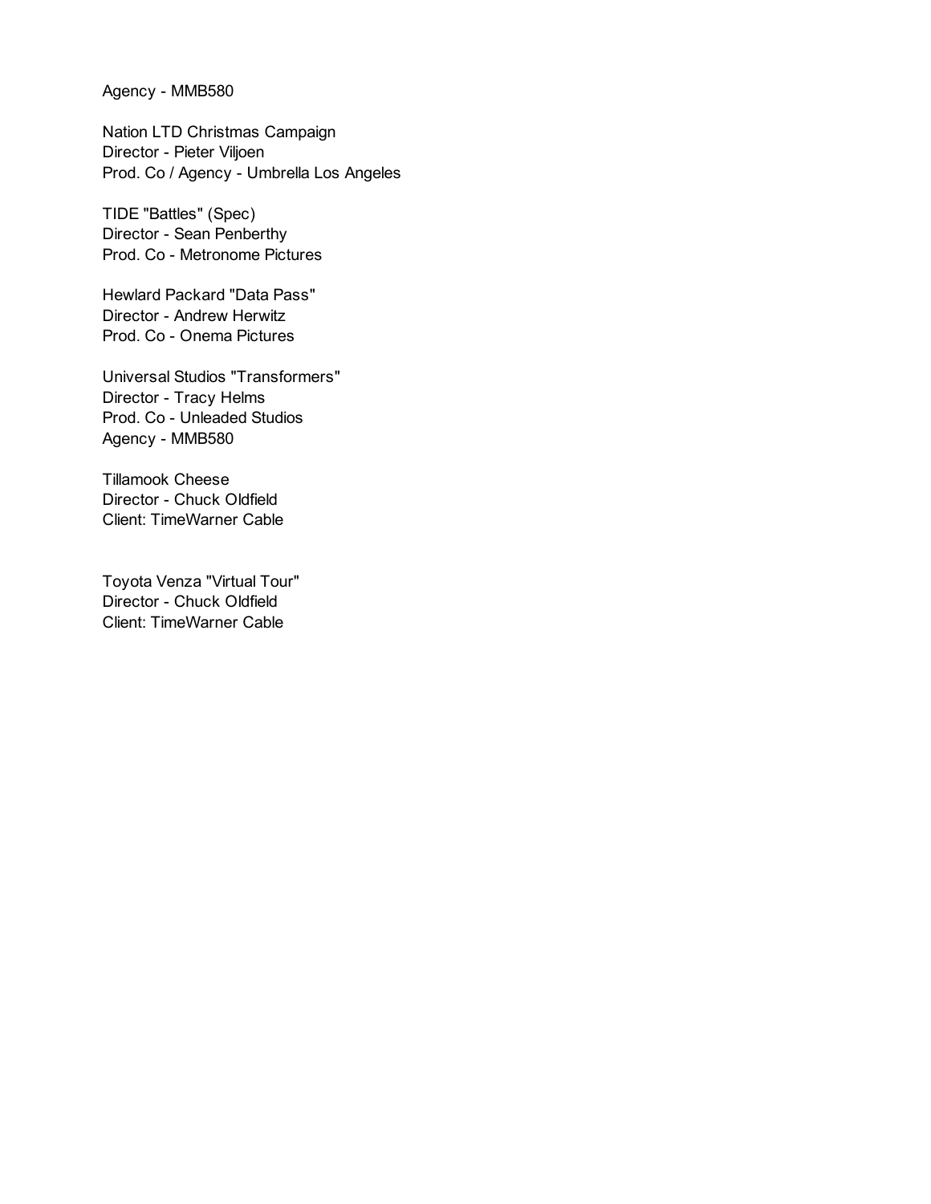Agency - MMB580

Nation LTD Christmas Campaign
Director - Pieter Viljoen
Prod. Co / Agency - Umbrella Los Angeles

TIDE "Battles" (Spec)
Director - Sean Penberthy
Prod. Co - Metronome Pictures

Hewlard Packard "Data Pass"
Director - Andrew Herwitz
Prod. Co - Onema Pictures

Universal Studios "Transformers"
Director - Tracy Helms
Prod. Co - Unleaded Studios
Agency - MMB580

Tillamook Cheese
Director - Chuck Oldfield
Client: TimeWarner Cable

Toyota Venza "Virtual Tour"
Director - Chuck Oldfield
Client: TimeWarner Cable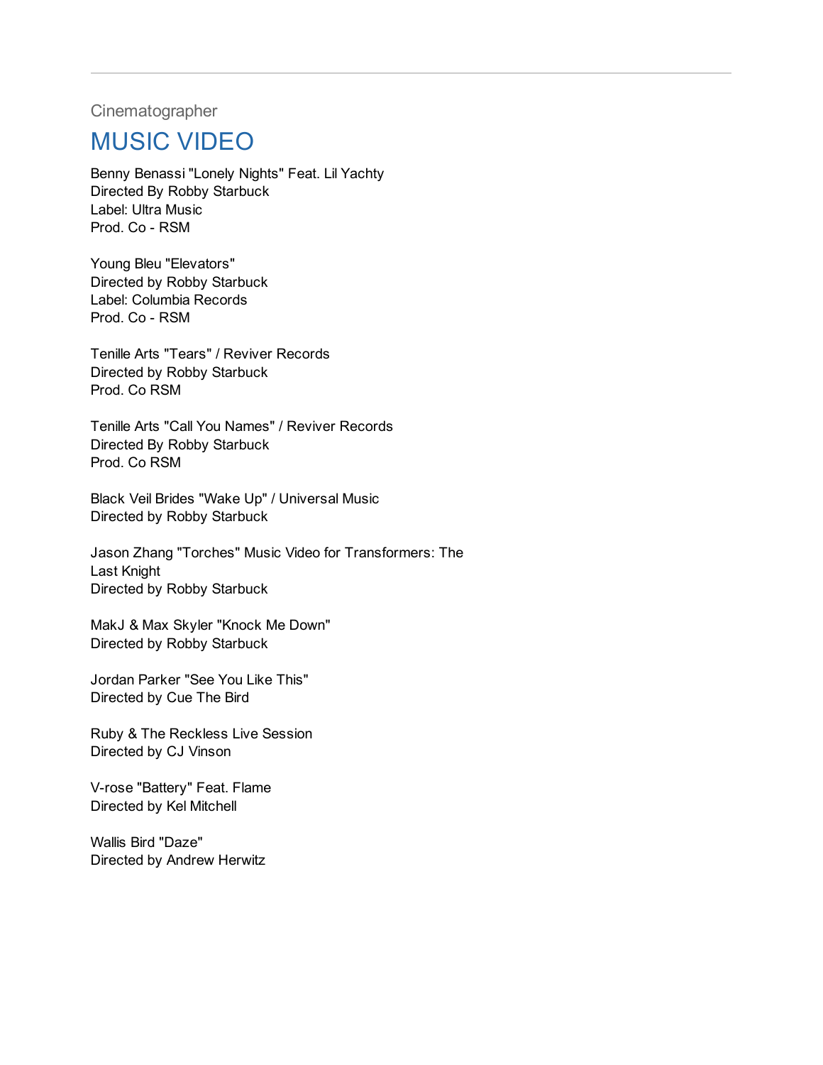---

Cinematographer

## MUSIC VIDEO

Benny Benassi "Lonely Nights" Feat. Lil Yachty
Directed By Robby Starbuck
Label: Ultra Music
Prod. Co - RSM

Young Bleu "Elevators"
Directed by Robby Starbuck
Label: Columbia Records
Prod. Co - RSM

Tenille Arts "Tears" / Reviver Records
Directed by Robby Starbuck
Prod. Co RSM

Tenille Arts "Call You Names" / Reviver Records
Directed By Robby Starbuck
Prod. Co RSM

Black Veil Brides "Wake Up" / Universal Music
Directed by Robby Starbuck

Jason Zhang "Torches" Music Video for Transformers: The Last Knight
Directed by Robby Starbuck

MakJ & Max Skyler "Knock Me Down"
Directed by Robby Starbuck

Jordan Parker "See You Like This"
Directed by Cue The Bird

Ruby & The Reckless Live Session
Directed by CJ Vinson

V-rose "Battery" Feat. Flame
Directed by Kel Mitchell

Wallis Bird "Daze"
Directed by Andrew Herwitz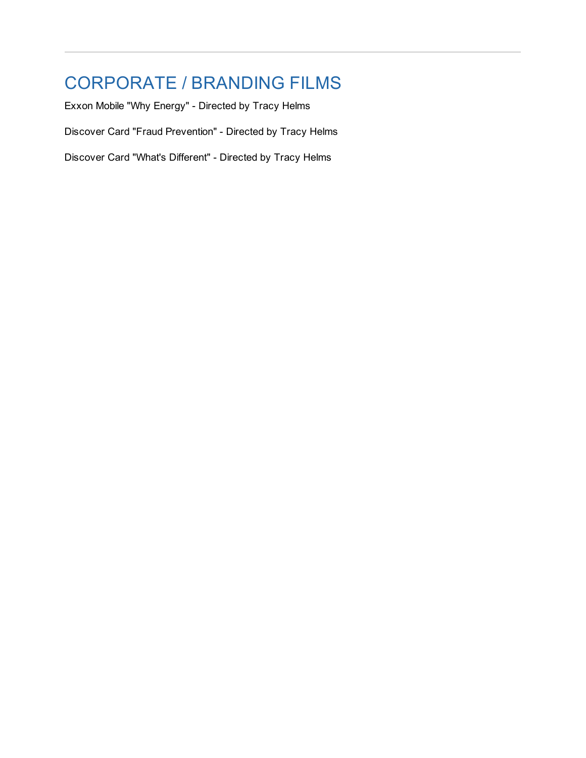## CORPORATE / BRANDING FILMS

Exxon Mobile "Why Energy" - Directed by Tracy Helms

Discover Card "Fraud Prevention" - Directed by Tracy Helms

Discover Card "What's Different" - Directed by Tracy Helms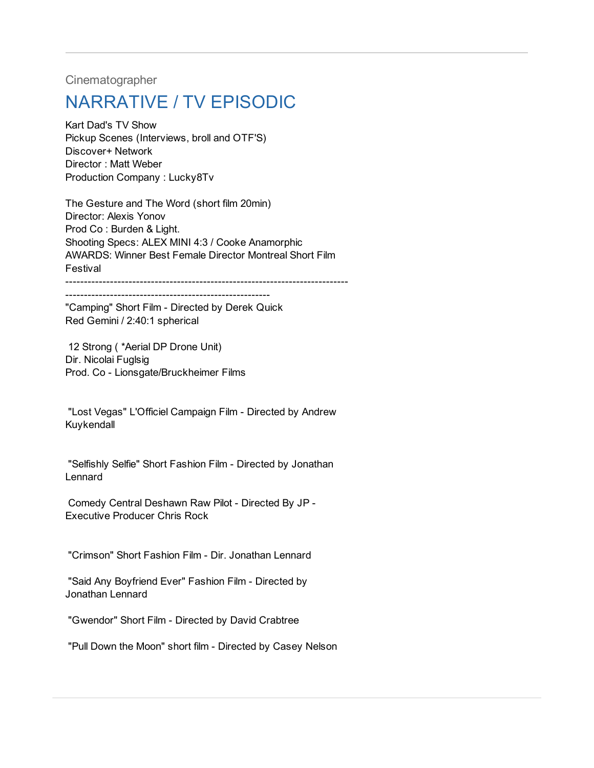Cinematographer

# NARRATIVE / TV EPISODIC

Kart Dad's TV Show
Pickup Scenes (Interviews, broll and OTF'S)
Discover+ Network
Director : Matt Weber
Production Company : Lucky8Tv

The Gesture and The Word (short film 20min)
Director: Alexis Yonov
Prod Co : Burden & Light.
Shooting Specs: ALEX MINI 4:3 / Cooke Anamorphic
AWARDS: Winner Best Female Director Montreal Short Film Festival
---------------------------------------------------------------------------
-------------------------------------------------------
"Camping" Short Film - Directed by Derek Quick
Red Gemini / 2:40:1 spherical

12 Strong ( *Aerial DP Drone Unit)
Dir. Nicolai Fuglsig
Prod. Co - Lionsgate/Bruckheimer Films

"Lost Vegas" L'Officiel Campaign Film - Directed by Andrew Kuykendall

"Selfishly Selfie" Short Fashion Film - Directed by Jonathan Lennard

Comedy Central Deshawn Raw Pilot - Directed By JP - Executive Producer Chris Rock

"Crimson" Short Fashion Film - Dir. Jonathan Lennard

"Said Any Boyfriend Ever" Fashion Film - Directed by Jonathan Lennard

"Gwendor" Short Film - Directed by David Crabtree

"Pull Down the Moon" short film - Directed by Casey Nelson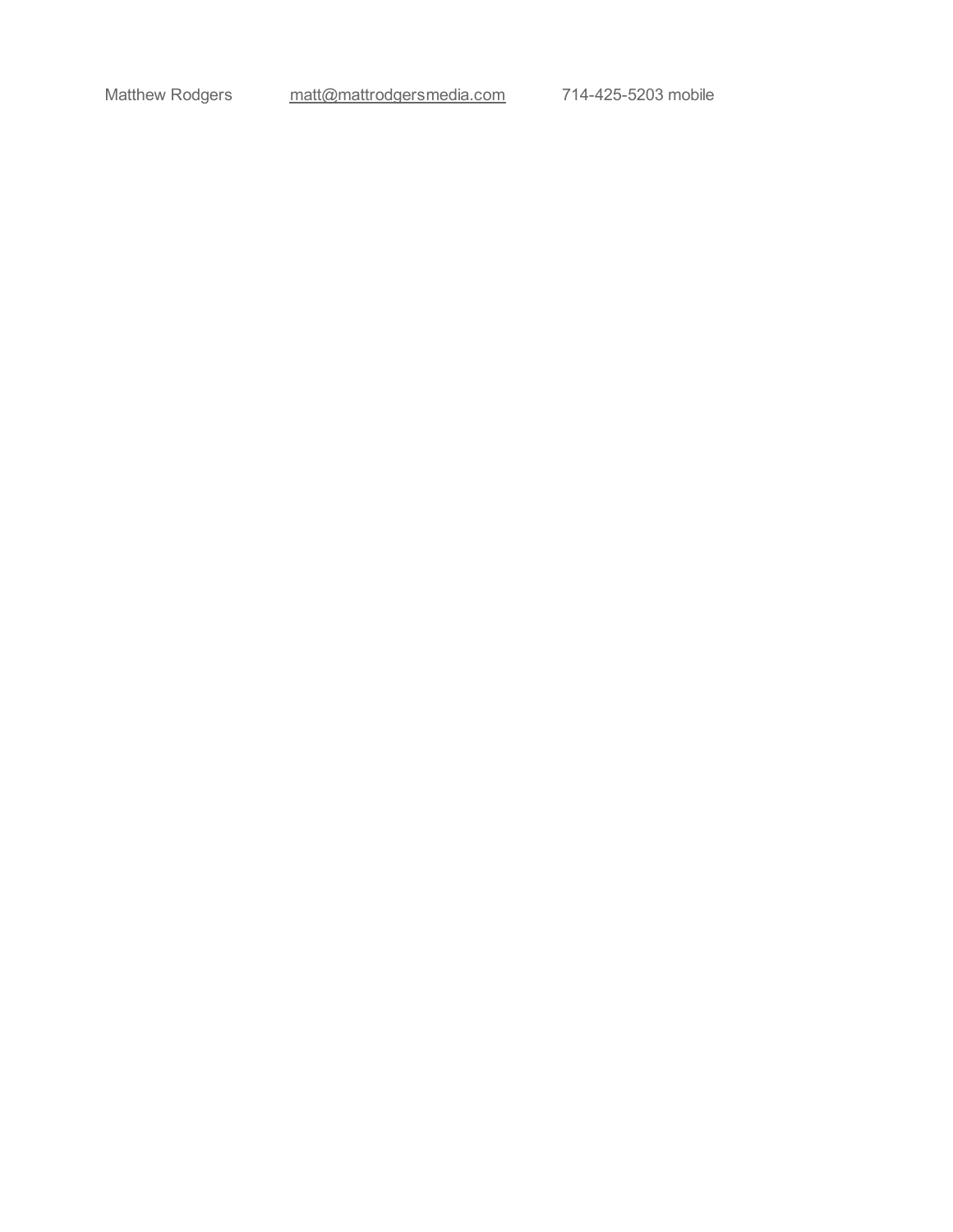Matthew Rodgers matt@mattrodgersmedia.com 714-425-5203 mobile